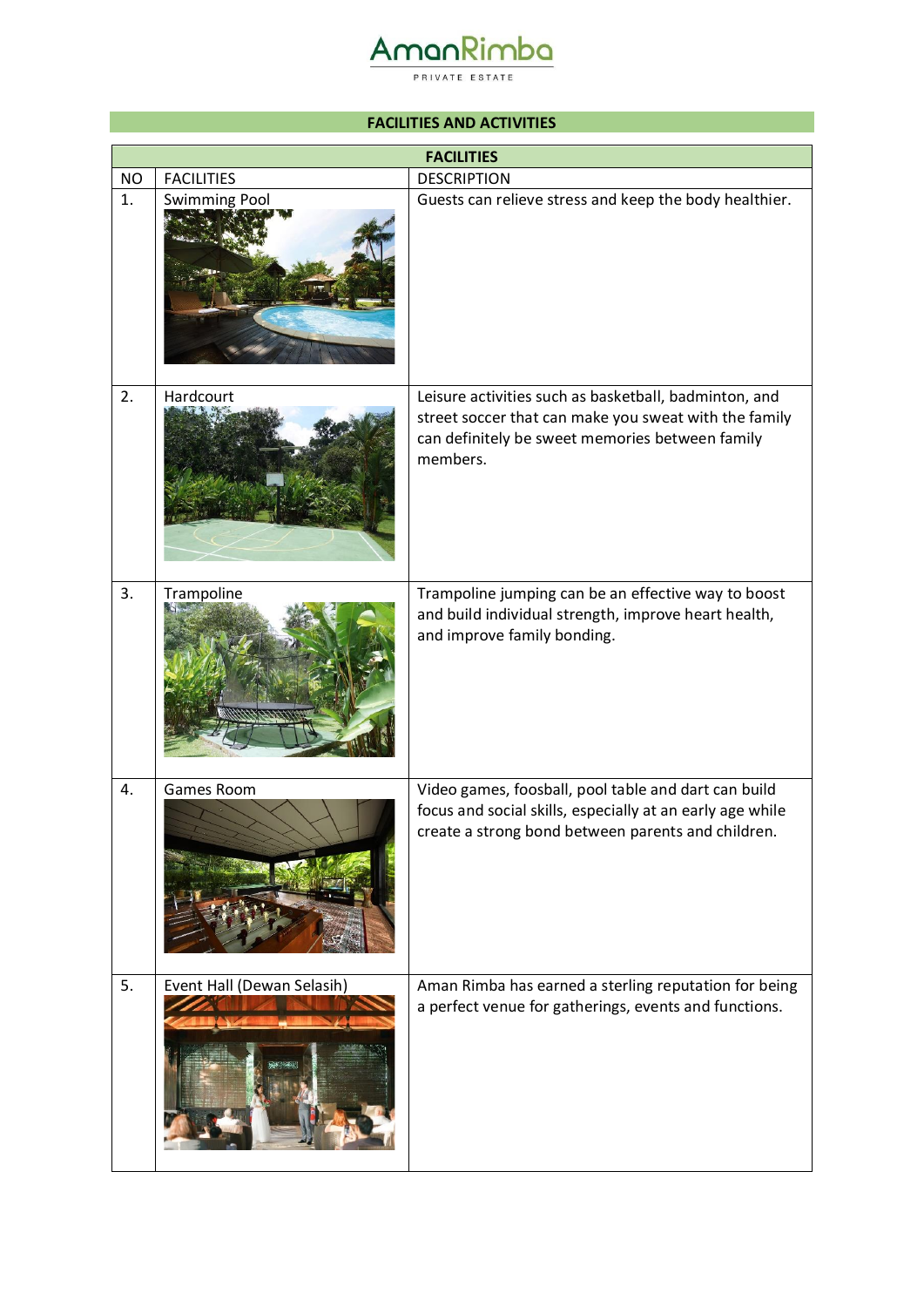AmanRimba

PRIVATE ESTATE

## FACILITIES AND ACTIVITIES

| FACILITIES | | |
|---|---|---|
| NO | FACILITIES | DESCRIPTION |
| 1. | Swimming Pool | Guests can relieve stress and keep the body healthier. |
| 2. | Hardcourt | Leisure activities such as basketball, badminton, and street soccer that can make you sweat with the family can definitely be sweet memories between family members. |
| 3. | Trampoline | Trampoline jumping can be an effective way to boost and build individual strength, improve heart health, and improve family bonding. |
| 4. | Games Room | Video games, foosball, pool table and dart can build focus and social skills, especially at an early age while create a strong bond between parents and children. |
| 5. | Event Hall (Dewan Selasih) | Aman Rimba has earned a sterling reputation for being a perfect venue for gatherings, events and functions. |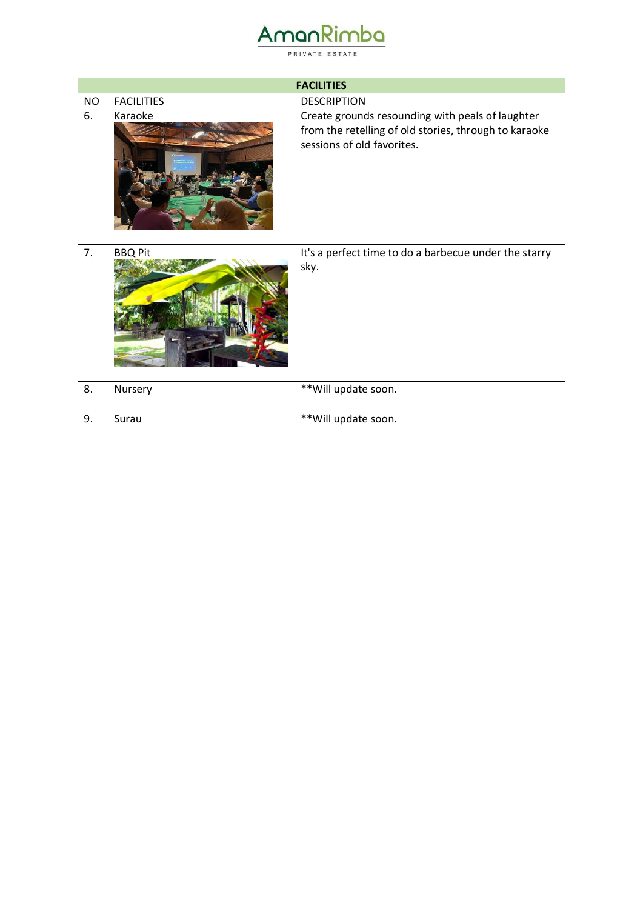| FACILITIES | | |
|---|---|---|
| NO | FACILITIES | DESCRIPTION |
| 6. | Karaoke | Create grounds resounding with peals of laughter from the retelling of old stories, through to karaoke sessions of old favorites. |
| 7. | BBQ Pit | It's a perfect time to do a barbecue under the starry sky. |
| 8. | Nursery | **Will update soon. |
| 9. | Surau | **Will update soon. |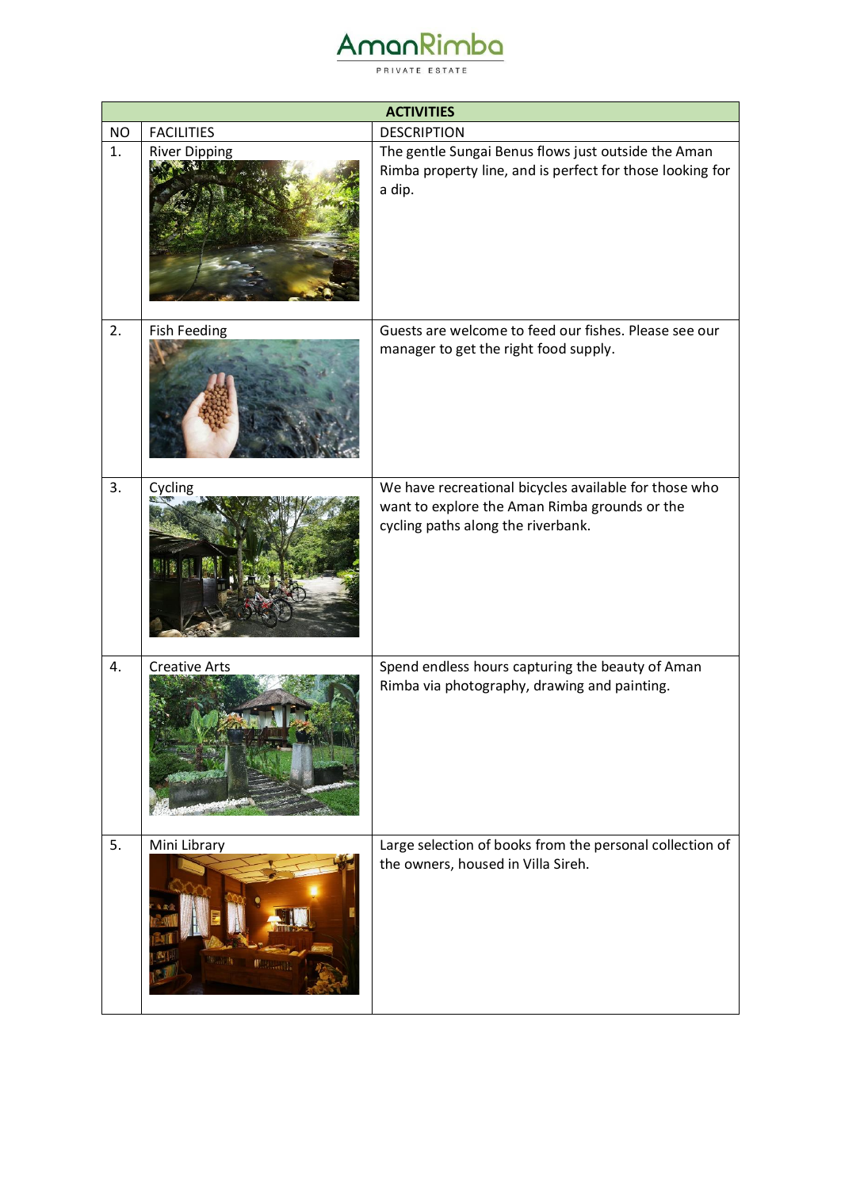| ACTIVITIES | | |
|---|---|---|
| NO | FACILITIES | DESCRIPTION |
| 1. | River Dipping | The gentle Sungai Benus flows just outside the Aman Rimba property line, and is perfect for those looking for a dip. |
| 2. | Fish Feeding | Guests are welcome to feed our fishes. Please see our manager to get the right food supply. |
| 3. | Cycling | We have recreational bicycles available for those who want to explore the Aman Rimba grounds or the cycling paths along the riverbank. |
| 4. | Creative Arts | Spend endless hours capturing the beauty of Aman Rimba via photography, drawing and painting. |
| 5. | Mini Library | Large selection of books from the personal collection of the owners, housed in Villa Sireh. |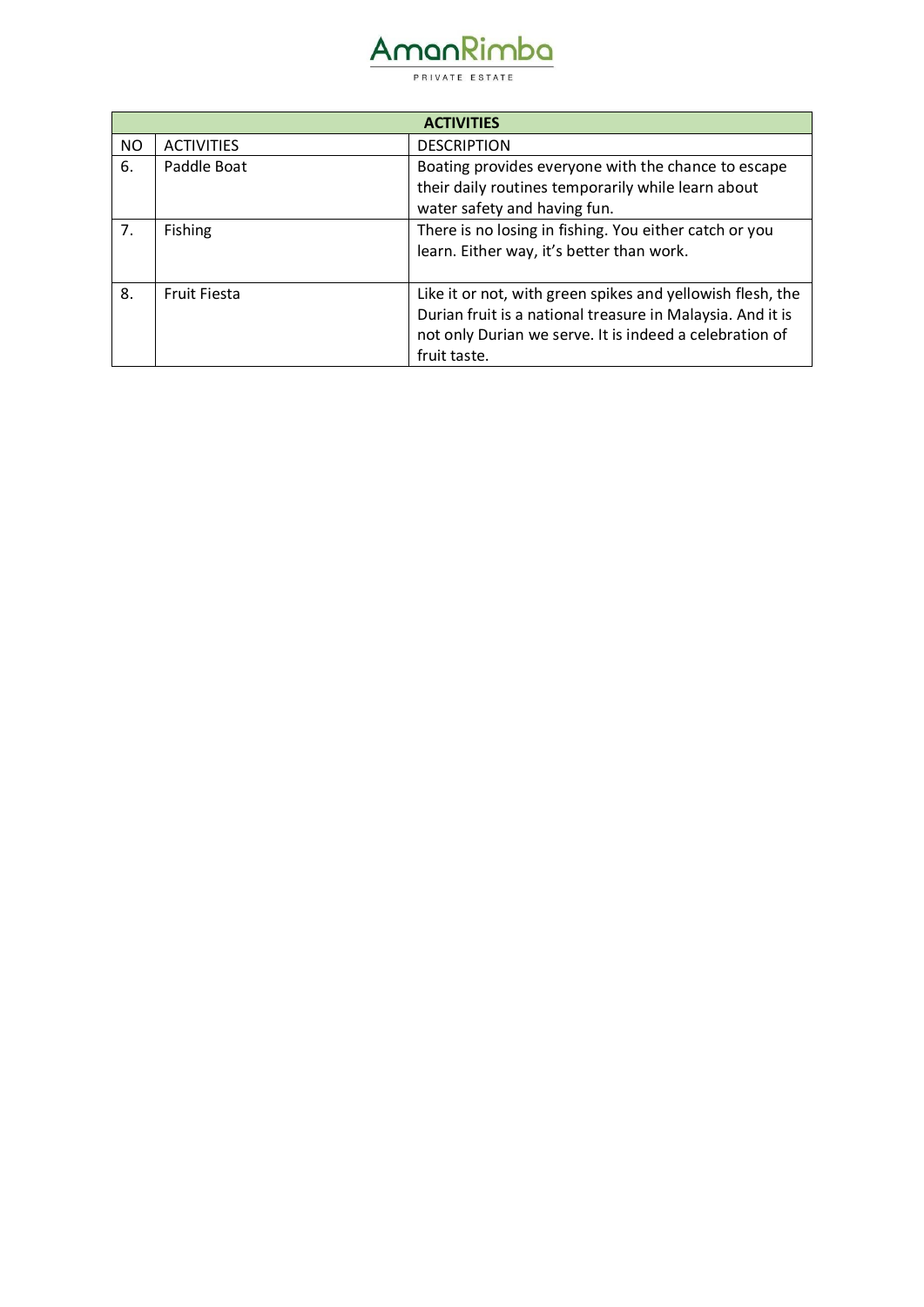| ACTIVITIES | | |
|---|---|---|
| NO | ACTIVITIES | DESCRIPTION |
| 6. | Paddle Boat | Boating provides everyone with the chance to escape their daily routines temporarily while learn about water safety and having fun. |
| 7. | Fishing | There is no losing in fishing. You either catch or you learn. Either way, it's better than work. |
| 8. | Fruit Fiesta | Like it or not, with green spikes and yellowish flesh, the Durian fruit is a national treasure in Malaysia. And it is not only Durian we serve. It is indeed a celebration of fruit taste. |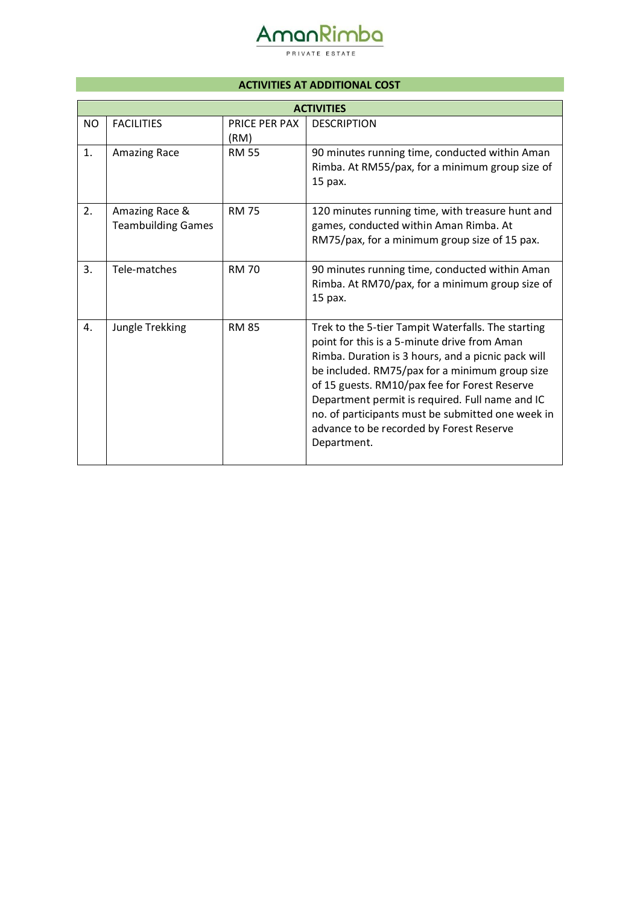AmanRimba

PRIVATE ESTATE

## ACTIVITIES AT ADDITIONAL COST

| ACTIVITIES | | | |
|---|---|---|---|
| NO | FACILITIES | PRICE PER PAX (RM) | DESCRIPTION |
| 1. | Amazing Race | RM 55 | 90 minutes running time, conducted within Aman Rimba. At RM55/pax, for a minimum group size of 15 pax. |
| 2. | Amazing Race & Teambuilding Games | RM 75 | 120 minutes running time, with treasure hunt and games, conducted within Aman Rimba. At RM75/pax, for a minimum group size of 15 pax. |
| 3. | Tele-matches | RM 70 | 90 minutes running time, conducted within Aman Rimba. At RM70/pax, for a minimum group size of 15 pax. |
| 4. | Jungle Trekking | RM 85 | Trek to the 5-tier Tampit Waterfalls. The starting point for this is a 5-minute drive from Aman Rimba. Duration is 3 hours, and a picnic pack will be included. RM75/pax for a minimum group size of 15 guests. RM10/pax fee for Forest Reserve Department permit is required. Full name and IC no. of participants must be submitted one week in advance to be recorded by Forest Reserve Department. |